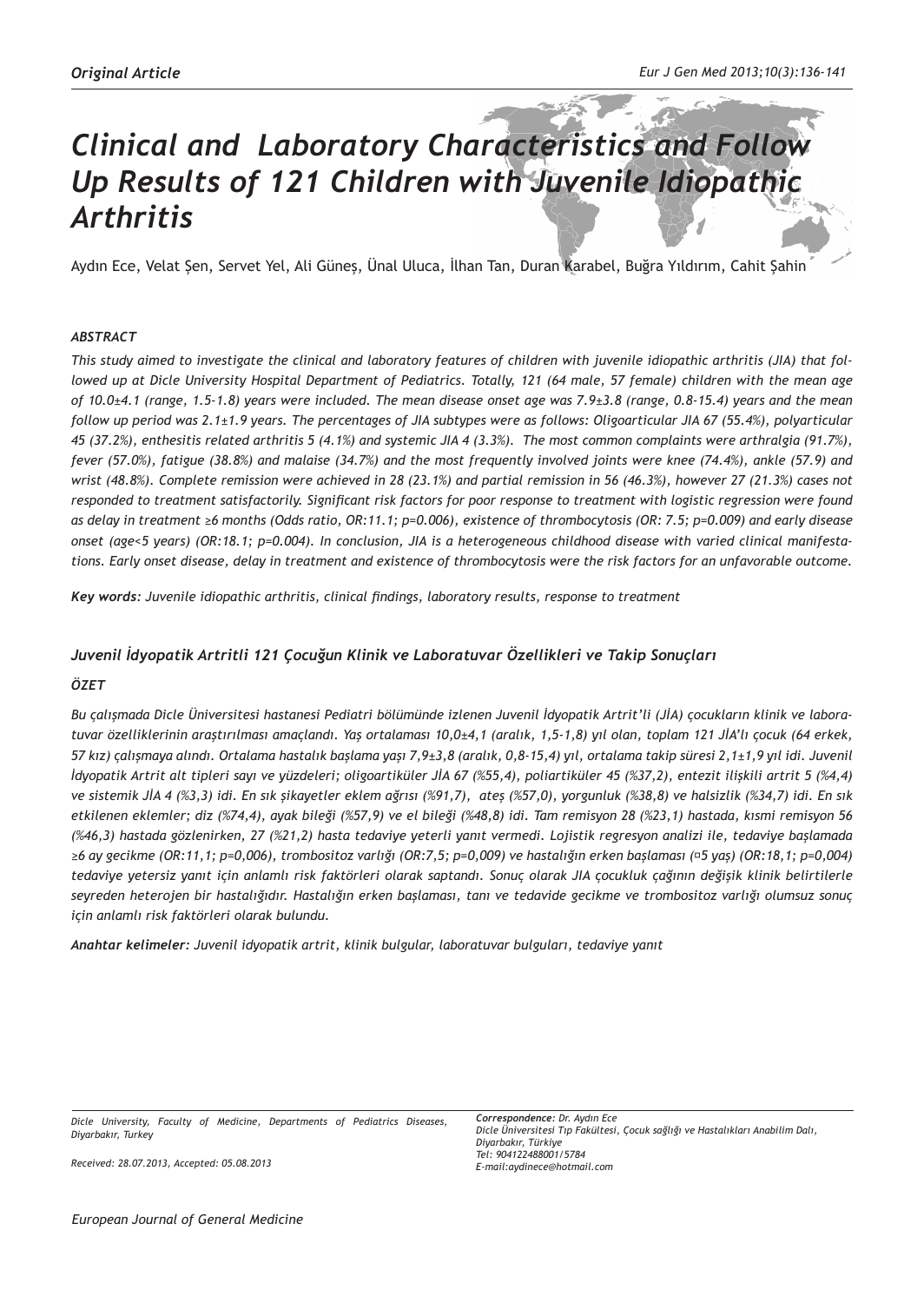*Original Article*

# *Clinical and Laboratory Characteristics and Follow Up Results of 121 Children with Juvenile Idiopathic Arthritis*

Aydın Ece, Velat Şen, Servet Yel, Ali Güneş, Ünal Uluca, İlhan Tan, Duran Karabel, Buğra Yıldırım, Cahit Şahin

### *ABSTRACT*

*This study aimed to investigate the clinical and laboratory features of children with juvenile idiopathic arthritis (JIA) that followed up at Dicle University Hospital Department of Pediatrics. Totally, 121 (64 male, 57 female) children with the mean age of 10.0±4.1 (range, 1.5-1.8) years were included. The mean disease onset age was 7.9±3.8 (range, 0.8-15.4) years and the mean follow up period was 2.1±1.9 years. The percentages of JIA subtypes were as follows: Oligoarticular JIA 67 (55.4%), polyarticular 45 (37.2%), enthesitis related arthritis 5 (4.1%) and systemic JIA 4 (3.3%). The most common complaints were arthralgia (91.7%), fever (57.0%), fatigue (38.8%) and malaise (34.7%) and the most frequently involved joints were knee (74.4%), ankle (57.9) and wrist (48.8%). Complete remission were achieved in 28 (23.1%) and partial remission in 56 (46.3%), however 27 (21.3%) cases not responded to treatment satisfactorily. Significant risk factors for poor response to treatment with logistic regression were found as delay in treatment ≥6 months (Odds ratio, OR:11.1; p=0.006), existence of thrombocytosis (OR: 7.5; p=0.009) and early disease onset (age<5 years) (OR:18.1; p=0.004). In conclusion, JIA is a heterogeneous childhood disease with varied clinical manifestations. Early onset disease, delay in treatment and existence of thrombocytosis were the risk factors for an unfavorable outcome.*

***Key words:*** *Juvenile idiopathic arthritis, clinical findings, laboratory results, response to treatment*

### *Juvenil İdyopatik Artritli 121 Çocuğun Klinik ve Laboratuvar Özellikleri ve Takip Sonuçları*

### *ÖZET*

*Bu çalışmada Dicle Üniversitesi hastanesi Pediatri bölümünde izlenen Juvenil İdyopatik Artrit'li (JİA) çocukların klinik ve laboratuvar özelliklerinin araştırılması amaçlandı. Yaş ortalaması 10,0±4,1 (aralık, 1,5-1,8) yıl olan, toplam 121 JİA'lı çocuk (64 erkek, 57 kız) çalışmaya alındı. Ortalama hastalık başlama yaşı 7,9±3,8 (aralık, 0,8-15,4) yıl, ortalama takip süresi 2,1±1,9 yıl idi. Juvenil İdyopatik Artrit alt tipleri sayı ve yüzdeleri; oligoartiküler JİA 67 (%55,4), poliartiküler 45 (%37,2), entezit ilişkili artrit 5 (%4,4) ve sistemik JİA 4 (%3,3) idi. En sık şikayetler eklem ağrısı (%91,7), ateş (%57,0), yorgunluk (%38,8) ve halsizlik (%34,7) idi. En sık etkilenen eklemler; diz (%74,4), ayak bileği (%57,9) ve el bileği (%48,8) idi. Tam remisyon 28 (%23,1) hastada, kısmi remisyon 56 (%46,3) hastada gözlenirken, 27 (%21,2) hasta tedaviye yeterli yanıt vermedi. Lojistik regresyon analizi ile, tedaviye başlamada ≥6 ay gecikme (OR:11,1; p=0,006), trombositoz varlığı (OR:7,5; p=0,009) ve hastalığın erken başlaması (¤5 yaş) (OR:18,1; p=0,004) tedaviye yetersiz yanıt için anlamlı risk faktörleri olarak saptandı. Sonuç olarak JIA çocukluk çağının değişik klinik belirtilerle seyreden heterojen bir hastalığıdır. Hastalığın erken başlaması, tanı ve tedavide gecikme ve trombositoz varlığı olumsuz sonuç için anlamlı risk faktörleri olarak bulundu.*

***Anahtar kelimeler:*** *Juvenil idyopatik artrit, klinik bulgular, laboratuvar bulguları, tedaviye yanıt*

*Dicle University, Faculty of Medicine, Departments of Pediatrics Diseases, Diyarbakır, Turkey*

*Received: 28.07.2013, Accepted: 05.08.2013*

***Correspondence:*** *Dr. Aydın Ece*
*Dicle Üniversitesi Tıp Fakültesi, Çocuk sağlığı ve Hastalıkları Anabilim Dalı, Diyarbakır, Türkiye*
*Tel: 904122488001/5784*
*E-mail:aydinece@hotmail.com*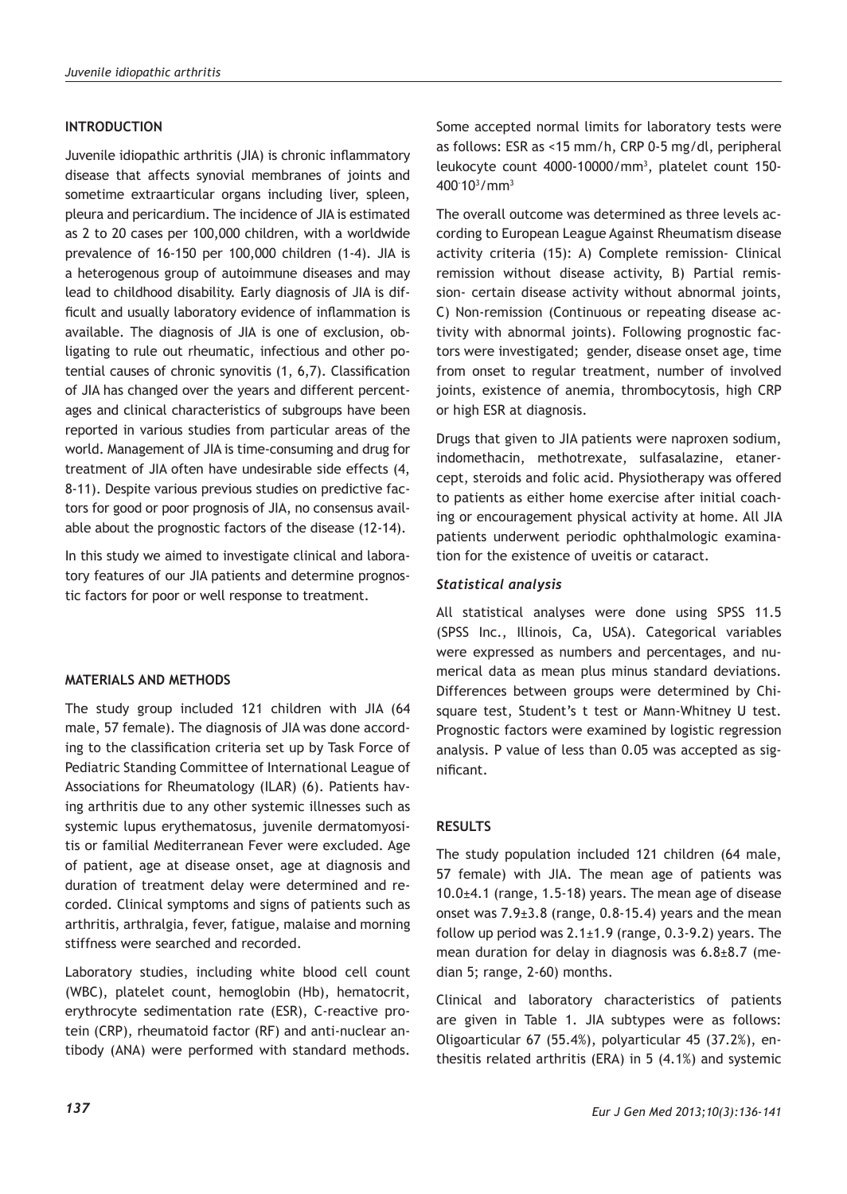## INTRODUCTION

Juvenile idiopathic arthritis (JIA) is chronic inflammatory disease that affects synovial membranes of joints and sometime extraarticular organs including liver, spleen, pleura and pericardium. The incidence of JIA is estimated as 2 to 20 cases per 100,000 children, with a worldwide prevalence of 16-150 per 100,000 children (1-4). JIA is a heterogenous group of autoimmune diseases and may lead to childhood disability. Early diagnosis of JIA is difficult and usually laboratory evidence of inflammation is available. The diagnosis of JIA is one of exclusion, obligating to rule out rheumatic, infectious and other potential causes of chronic synovitis (1, 6,7). Classification of JIA has changed over the years and different percentages and clinical characteristics of subgroups have been reported in various studies from particular areas of the world. Management of JIA is time-consuming and drug for treatment of JIA often have undesirable side effects (4, 8-11). Despite various previous studies on predictive factors for good or poor prognosis of JIA, no consensus available about the prognostic factors of the disease (12-14).

In this study we aimed to investigate clinical and laboratory features of our JIA patients and determine prognostic factors for poor or well response to treatment.

## MATERIALS AND METHODS

The study group included 121 children with JIA (64 male, 57 female). The diagnosis of JIA was done according to the classification criteria set up by Task Force of Pediatric Standing Committee of International League of Associations for Rheumatology (ILAR) (6). Patients having arthritis due to any other systemic illnesses such as systemic lupus erythematosus, juvenile dermatomyositis or familial Mediterranean Fever were excluded. Age of patient, age at disease onset, age at diagnosis and duration of treatment delay were determined and recorded. Clinical symptoms and signs of patients such as arthritis, arthralgia, fever, fatigue, malaise and morning stiffness were searched and recorded.

Laboratory studies, including white blood cell count (WBC), platelet count, hemoglobin (Hb), hematocrit, erythrocyte sedimentation rate (ESR), C-reactive protein (CRP), rheumatoid factor (RF) and anti-nuclear antibody (ANA) were performed with standard methods. Some accepted normal limits for laboratory tests were as follows: ESR as <15 mm/h, CRP 0-5 mg/dl, peripheral leukocyte count 4000-10000/mm$^3$, platelet count 150-400$\cdot$10$^3$/mm$^3$

The overall outcome was determined as three levels according to European League Against Rheumatism disease activity criteria (15): A) Complete remission- Clinical remission without disease activity, B) Partial remission- certain disease activity without abnormal joints, C) Non-remission (Continuous or repeating disease activity with abnormal joints). Following prognostic factors were investigated; gender, disease onset age, time from onset to regular treatment, number of involved joints, existence of anemia, thrombocytosis, high CRP or high ESR at diagnosis.

Drugs that given to JIA patients were naproxen sodium, indomethacin, methotrexate, sulfasalazine, etanercept, steroids and folic acid. Physiotherapy was offered to patients as either home exercise after initial coaching or encouragement physical activity at home. All JIA patients underwent periodic ophthalmologic examination for the existence of uveitis or cataract.

### *Statistical analysis*

All statistical analyses were done using SPSS 11.5 (SPSS Inc., Illinois, Ca, USA). Categorical variables were expressed as numbers and percentages, and numerical data as mean plus minus standard deviations. Differences between groups were determined by Chi-square test, Student's t test or Mann-Whitney U test. Prognostic factors were examined by logistic regression analysis. P value of less than 0.05 was accepted as significant.

## RESULTS

The study population included 121 children (64 male, 57 female) with JIA. The mean age of patients was 10.0±4.1 (range, 1.5-18) years. The mean age of disease onset was 7.9±3.8 (range, 0.8-15.4) years and the mean follow up period was 2.1±1.9 (range, 0.3-9.2) years. The mean duration for delay in diagnosis was 6.8±8.7 (median 5; range, 2-60) months.

Clinical and laboratory characteristics of patients are given in Table 1. JIA subtypes were as follows: Oligoarticular 67 (55.4%), polyarticular 45 (37.2%), enthesitis related arthritis (ERA) in 5 (4.1%) and systemic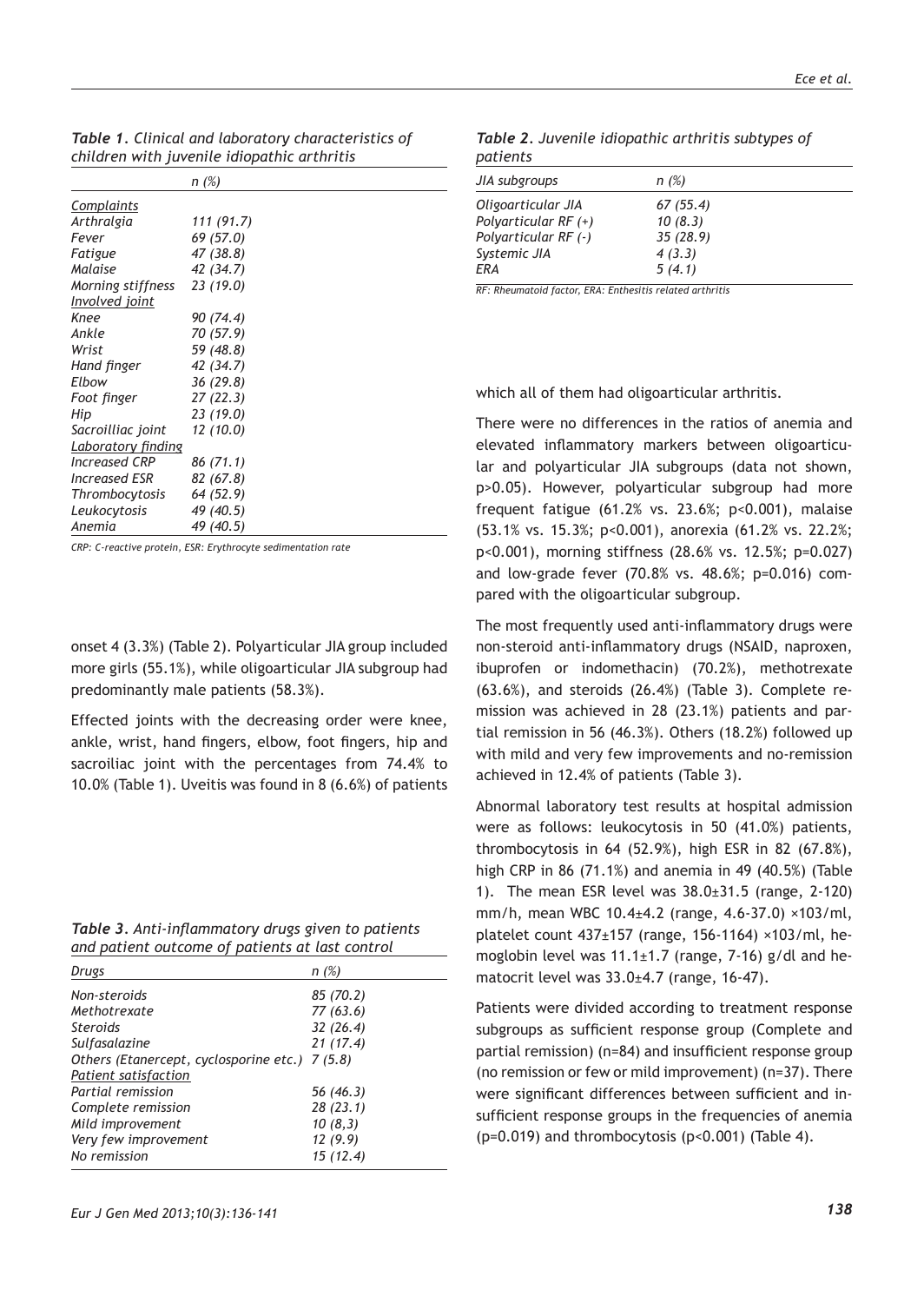*Table 1. Clinical and laboratory characteristics of children with juvenile idiopathic arthritis*

| | n (%) |
|---|---|
| *Complaints* | |
| Arthralgia | 111 (91.7) |
| Fever | 69 (57.0) |
| Fatigue | 47 (38.8) |
| Malaise | 42 (34.7) |
| Morning stiffness | 23 (19.0) |
| *Involved joint* | |
| Knee | 90 (74.4) |
| Ankle | 70 (57.9) |
| Wrist | 59 (48.8) |
| Hand finger | 42 (34.7) |
| Elbow | 36 (29.8) |
| Foot finger | 27 (22.3) |
| Hip | 23 (19.0) |
| Sacroilliac joint | 12 (10.0) |
| *Laboratory finding* | |
| Increased CRP | 86 (71.1) |
| Increased ESR | 82 (67.8) |
| Thrombocytosis | 64 (52.9) |
| Leukocytosis | 49 (40.5) |
| Anemia | 49 (40.5) |

CRP: C-reactive protein, ESR: Erythrocyte sedimentation rate

onset 4 (3.3%) (Table 2). Polyarticular JIA group included more girls (55.1%), while oligoarticular JIA subgroup had predominantly male patients (58.3%).

Effected joints with the decreasing order were knee, ankle, wrist, hand fingers, elbow, foot fingers, hip and sacroiliac joint with the percentages from 74.4% to 10.0% (Table 1). Uveitis was found in 8 (6.6%) of patients which all of them had oligoarticular arthritis.

*Table 2. Juvenile idiopathic arthritis subtypes of patients*

| JIA subgroups | n (%) |
|---|---|
| Oligoarticular JIA | 67 (55.4) |
| Polyarticular RF (+) | 10 (8.3) |
| Polyarticular RF (-) | 35 (28.9) |
| Systemic JIA | 4 (3.3) |
| ERA | 5 (4.1) |

RF: Rheumatoid factor, ERA: Enthesitis related arthritis

There were no differences in the ratios of anemia and elevated inflammatory markers between oligoarticular and polyarticular JIA subgroups (data not shown, p>0.05). However, polyarticular subgroup had more frequent fatigue (61.2% vs. 23.6%; p<0.001), malaise (53.1% vs. 15.3%; p<0.001), anorexia (61.2% vs. 22.2%; p<0.001), morning stiffness (28.6% vs. 12.5%; p=0.027) and low-grade fever (70.8% vs. 48.6%; p=0.016) compared with the oligoarticular subgroup.

The most frequently used anti-inflammatory drugs were non-steroid anti-inflammatory drugs (NSAID, naproxen, ibuprofen or indomethacin) (70.2%), methotrexate (63.6%), and steroids (26.4%) (Table 3). Complete remission was achieved in 28 (23.1%) patients and partial remission in 56 (46.3%). Others (18.2%) followed up with mild and very few improvements and no-remission achieved in 12.4% of patients (Table 3).

*Table 3. Anti-inflammatory drugs given to patients and patient outcome of patients at last control*

| Drugs | n (%) |
|---|---|
| Non-steroids | 85 (70.2) |
| Methotrexate | 77 (63.6) |
| Steroids | 32 (26.4) |
| Sulfasalazine | 21 (17.4) |
| Others (Etanercept, cyclosporine etc.) | 7 (5.8) |
| *Patient satisfaction* | |
| Partial remission | 56 (46.3) |
| Complete remission | 28 (23.1) |
| Mild improvement | 10 (8,3) |
| Very few improvement | 12 (9.9) |
| No remission | 15 (12.4) |

Abnormal laboratory test results at hospital admission were as follows: leukocytosis in 50 (41.0%) patients, thrombocytosis in 64 (52.9%), high ESR in 82 (67.8%), high CRP in 86 (71.1%) and anemia in 49 (40.5%) (Table 1). The mean ESR level was 38.0±31.5 (range, 2-120) mm/h, mean WBC 10.4±4.2 (range, 4.6-37.0) ×103/ml, platelet count 437±157 (range, 156-1164) ×103/ml, hemoglobin level was 11.1±1.7 (range, 7-16) g/dl and hematocrit level was 33.0±4.7 (range, 16-47).

Patients were divided according to treatment response subgroups as sufficient response group (Complete and partial remission) (n=84) and insufficient response group (no remission or few or mild improvement) (n=37). There were significant differences between sufficient and insufficient response groups in the frequencies of anemia (p=0.019) and thrombocytosis (p<0.001) (Table 4).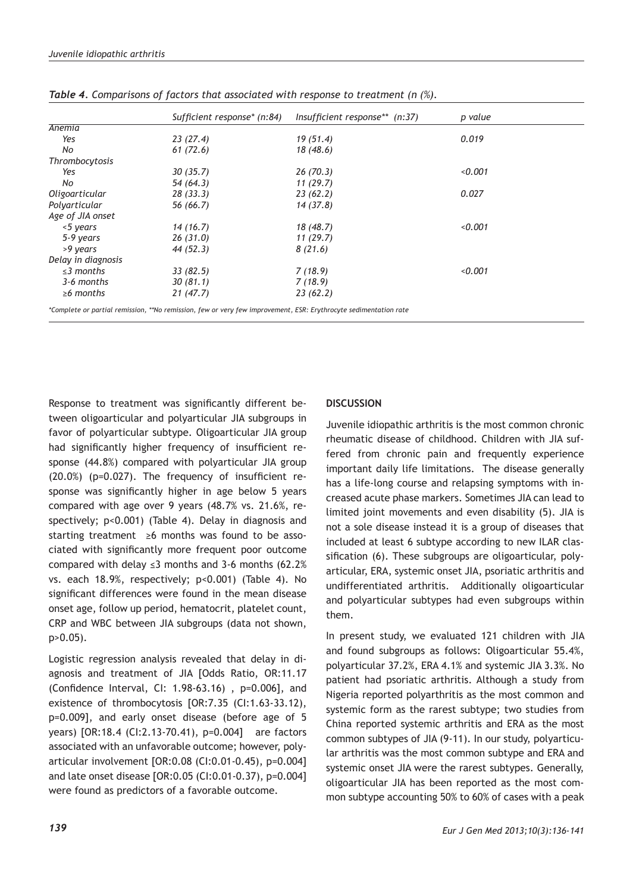*Table 4. Comparisons of factors that associated with response to treatment (n (%).*

| | *Sufficient response\* (n:84)* | *Insufficient response\*\* (n:37)* | *p value* |
|---|---|---|---|
| *Anemia* | | | |
| *Yes* | *23 (27.4)* | *19 (51.4)* | *0.019* |
| *No* | *61 (72.6)* | *18 (48.6)* | |
| *Thrombocytosis* | | | |
| *Yes* | *30 (35.7)* | *26 (70.3)* | *<0.001* |
| *No* | *54 (64.3)* | *11 (29.7)* | |
| *Oligoarticular* | *28 (33.3)* | *23 (62.2)* | *0.027* |
| *Polyarticular* | *56 (66.7)* | *14 (37.8)* | |
| *Age of JIA onset* | | | |
| *<5 years* | *14 (16.7)* | *18 (48.7)* | *<0.001* |
| *5-9 years* | *26 (31.0)* | *11 (29.7)* | |
| *>9 years* | *44 (52.3)* | *8 (21.6)* | |
| *Delay in diagnosis* | | | |
| *≤3 months* | *33 (82.5)* | *7 (18.9)* | *<0.001* |
| *3-6 months* | *30 (81.1)* | *7 (18.9)* | |
| *≥6 months* | *21 (47.7)* | *23 (62.2)* | |

*\*Complete or partial remission, \*\*No remission, few or very few improvement, ESR: Erythrocyte sedimentation rate*

Response to treatment was significantly different between oligoarticular and polyarticular JIA subgroups in favor of polyarticular subtype. Oligoarticular JIA group had significantly higher frequency of insufficient response (44.8%) compared with polyarticular JIA group (20.0%) ($p=0.027$). The frequency of insufficient response was significantly higher in age below 5 years compared with age over 9 years (48.7% vs. 21.6%, respectively; $p<0.001$) (Table 4). Delay in diagnosis and starting treatment ≥6 months was found to be associated with significantly more frequent poor outcome compared with delay ≤3 months and 3-6 months (62.2% vs. each 18.9%, respectively; $p<0.001$) (Table 4). No significant differences were found in the mean disease onset age, follow up period, hematocrit, platelet count, CRP and WBC between JIA subgroups (data not shown, $p>0.05$).

Logistic regression analysis revealed that delay in diagnosis and treatment of JIA [Odds Ratio, OR:11.17 (Confidence Interval, CI: 1.98-63.16) , p=0.006], and existence of thrombocytosis [OR:7.35 (CI:1.63-33.12), p=0.009], and early onset disease (before age of 5 years) [OR:18.4 (CI:2.13-70.41), p=0.004] are factors associated with an unfavorable outcome; however, polyarticular involvement [OR:0.08 (CI:0.01-0.45), p=0.004] and late onset disease [OR:0.05 (CI:0.01-0.37), p=0.004] were found as predictors of a favorable outcome.

## DISCUSSION

Juvenile idiopathic arthritis is the most common chronic rheumatic disease of childhood. Children with JIA suffered from chronic pain and frequently experience important daily life limitations. The disease generally has a life-long course and relapsing symptoms with increased acute phase markers. Sometimes JIA can lead to limited joint movements and even disability (5). JIA is not a sole disease instead it is a group of diseases that included at least 6 subtype according to new ILAR classification (6). These subgroups are oligoarticular, polyarticular, ERA, systemic onset JIA, psoriatic arthritis and undifferentiated arthritis. Additionally oligoarticular and polyarticular subtypes had even subgroups within them.

In present study, we evaluated 121 children with JIA and found subgroups as follows: Oligoarticular 55.4%, polyarticular 37.2%, ERA 4.1% and systemic JIA 3.3%. No patient had psoriatic arthritis. Although a study from Nigeria reported polyarthritis as the most common and systemic form as the rarest subtype; two studies from China reported systemic arthritis and ERA as the most common subtypes of JIA (9-11). In our study, polyarticular arthritis was the most common subtype and ERA and systemic onset JIA were the rarest subtypes. Generally, oligoarticular JIA has been reported as the most common subtype accounting 50% to 60% of cases with a peak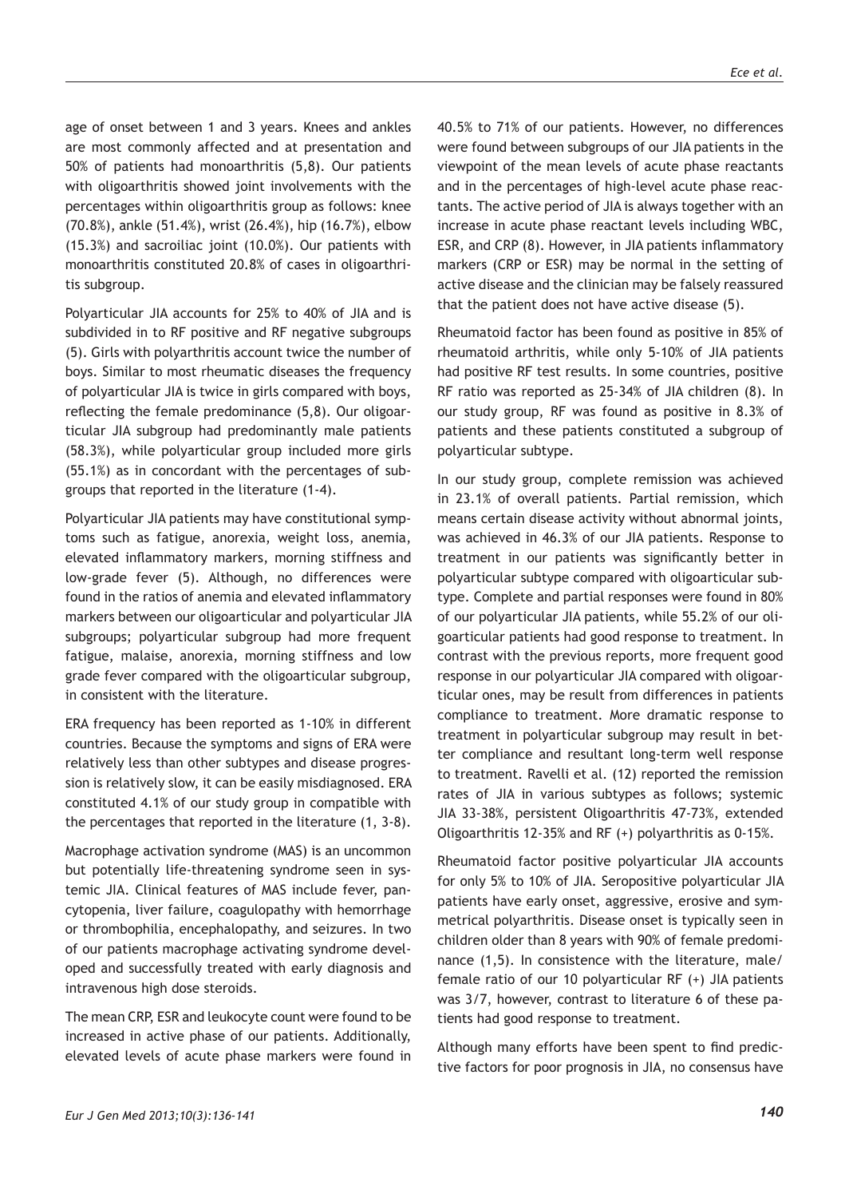age of onset between 1 and 3 years. Knees and ankles are most commonly affected and at presentation and 50% of patients had monoarthritis (5,8). Our patients with oligoarthritis showed joint involvements with the percentages within oligoarthritis group as follows: knee (70.8%), ankle (51.4%), wrist (26.4%), hip (16.7%), elbow (15.3%) and sacroiliac joint (10.0%). Our patients with monoarthritis constituted 20.8% of cases in oligoarthritis subgroup.

Polyarticular JIA accounts for 25% to 40% of JIA and is subdivided in to RF positive and RF negative subgroups (5). Girls with polyarthritis account twice the number of boys. Similar to most rheumatic diseases the frequency of polyarticular JIA is twice in girls compared with boys, reflecting the female predominance (5,8). Our oligoarticular JIA subgroup had predominantly male patients (58.3%), while polyarticular group included more girls (55.1%) as in concordant with the percentages of subgroups that reported in the literature (1-4).

Polyarticular JIA patients may have constitutional symptoms such as fatigue, anorexia, weight loss, anemia, elevated inflammatory markers, morning stiffness and low-grade fever (5). Although, no differences were found in the ratios of anemia and elevated inflammatory markers between our oligoarticular and polyarticular JIA subgroups; polyarticular subgroup had more frequent fatigue, malaise, anorexia, morning stiffness and low grade fever compared with the oligoarticular subgroup, in consistent with the literature.

ERA frequency has been reported as 1-10% in different countries. Because the symptoms and signs of ERA were relatively less than other subtypes and disease progression is relatively slow, it can be easily misdiagnosed. ERA constituted 4.1% of our study group in compatible with the percentages that reported in the literature (1, 3-8).

Macrophage activation syndrome (MAS) is an uncommon but potentially life-threatening syndrome seen in systemic JIA. Clinical features of MAS include fever, pancytopenia, liver failure, coagulopathy with hemorrhage or thrombophilia, encephalopathy, and seizures. In two of our patients macrophage activating syndrome developed and successfully treated with early diagnosis and intravenous high dose steroids.

The mean CRP, ESR and leukocyte count were found to be increased in active phase of our patients. Additionally, elevated levels of acute phase markers were found in 40.5% to 71% of our patients. However, no differences were found between subgroups of our JIA patients in the viewpoint of the mean levels of acute phase reactants and in the percentages of high-level acute phase reactants. The active period of JIA is always together with an increase in acute phase reactant levels including WBC, ESR, and CRP (8). However, in JIA patients inflammatory markers (CRP or ESR) may be normal in the setting of active disease and the clinician may be falsely reassured that the patient does not have active disease (5).

Rheumatoid factor has been found as positive in 85% of rheumatoid arthritis, while only 5-10% of JIA patients had positive RF test results. In some countries, positive RF ratio was reported as 25-34% of JIA children (8). In our study group, RF was found as positive in 8.3% of patients and these patients constituted a subgroup of polyarticular subtype.

In our study group, complete remission was achieved in 23.1% of overall patients. Partial remission, which means certain disease activity without abnormal joints, was achieved in 46.3% of our JIA patients. Response to treatment in our patients was significantly better in polyarticular subtype compared with oligoarticular subtype. Complete and partial responses were found in 80% of our polyarticular JIA patients, while 55.2% of our oligoarticular patients had good response to treatment. In contrast with the previous reports, more frequent good response in our polyarticular JIA compared with oligoarticular ones, may be result from differences in patients compliance to treatment. More dramatic response to treatment in polyarticular subgroup may result in better compliance and resultant long-term well response to treatment. Ravelli et al. (12) reported the remission rates of JIA in various subtypes as follows; systemic JIA 33-38%, persistent Oligoarthritis 47-73%, extended Oligoarthritis 12-35% and RF (+) polyarthritis as 0-15%.

Rheumatoid factor positive polyarticular JIA accounts for only 5% to 10% of JIA. Seropositive polyarticular JIA patients have early onset, aggressive, erosive and symmetrical polyarthritis. Disease onset is typically seen in children older than 8 years with 90% of female predominance (1,5). In consistence with the literature, male/female ratio of our 10 polyarticular RF (+) JIA patients was 3/7, however, contrast to literature 6 of these patients had good response to treatment.

Although many efforts have been spent to find predictive factors for poor prognosis in JIA, no consensus have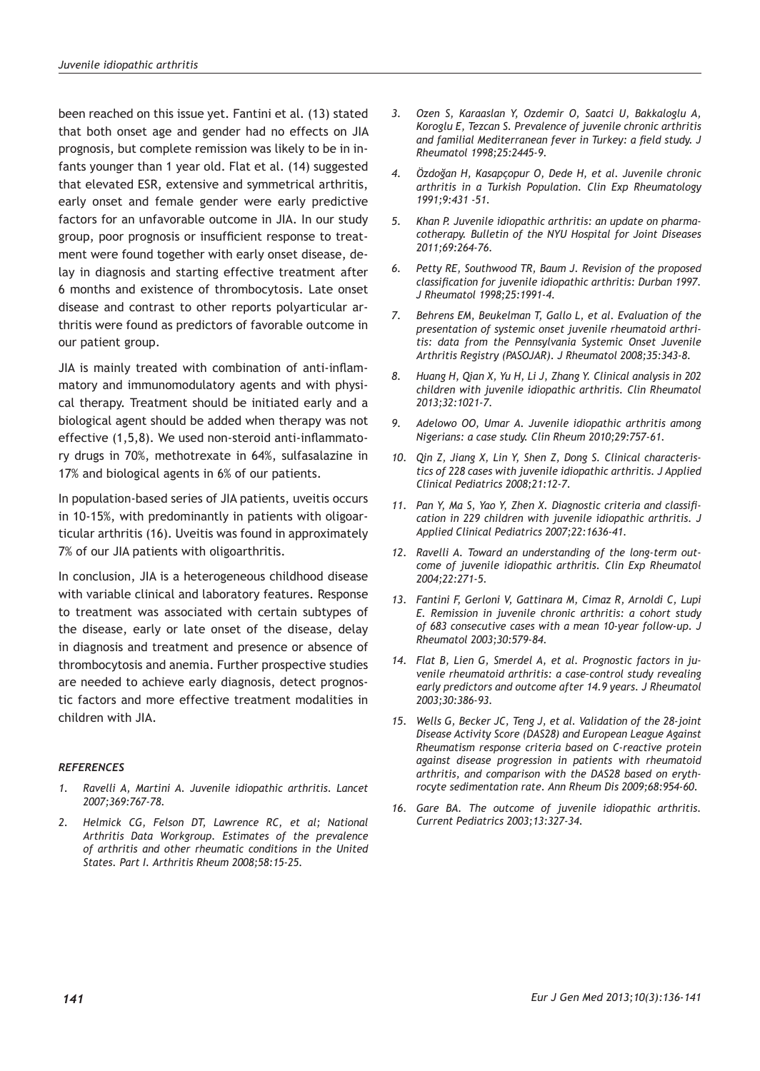been reached on this issue yet. Fantini et al. (13) stated that both onset age and gender had no effects on JIA prognosis, but complete remission was likely to be in infants younger than 1 year old. Flat et al. (14) suggested that elevated ESR, extensive and symmetrical arthritis, early onset and female gender were early predictive factors for an unfavorable outcome in JIA. In our study group, poor prognosis or insufficient response to treatment were found together with early onset disease, delay in diagnosis and starting effective treatment after 6 months and existence of thrombocytosis. Late onset disease and contrast to other reports polyarticular arthritis were found as predictors of favorable outcome in our patient group.

JIA is mainly treated with combination of anti-inflammatory and immunomodulatory agents and with physical therapy. Treatment should be initiated early and a biological agent should be added when therapy was not effective (1,5,8). We used non-steroid anti-inflammatory drugs in 70%, methotrexate in 64%, sulfasalazine in 17% and biological agents in 6% of our patients.

In population-based series of JIA patients, uveitis occurs in 10-15%, with predominantly in patients with oligoarticular arthritis (16). Uveitis was found in approximately 7% of our JIA patients with oligoarthritis.

In conclusion, JIA is a heterogeneous childhood disease with variable clinical and laboratory features. Response to treatment was associated with certain subtypes of the disease, early or late onset of the disease, delay in diagnosis and treatment and presence or absence of thrombocytosis and anemia. Further prospective studies are needed to achieve early diagnosis, detect prognostic factors and more effective treatment modalities in children with JIA.

### *REFERENCES*

1. *Ravelli A, Martini A. Juvenile idiopathic arthritis. Lancet 2007;369:767-78.*
2. *Helmick CG, Felson DT, Lawrence RC, et al; National Arthritis Data Workgroup. Estimates of the prevalence of arthritis and other rheumatic conditions in the United States. Part I. Arthritis Rheum 2008;58:15-25.*
3. *Ozen S, Karaaslan Y, Ozdemir O, Saatci U, Bakkaloglu A, Koroglu E, Tezcan S. Prevalence of juvenile chronic arthritis and familial Mediterranean fever in Turkey: a field study. J Rheumatol 1998;25:2445-9.*
4. *Özdoğan H, Kasapçopur O, Dede H, et al. Juvenile chronic arthritis in a Turkish Population. Clin Exp Rheumatology 1991;9:431 -51.*
5. *Khan P. Juvenile idiopathic arthritis: an update on pharmacotherapy. Bulletin of the NYU Hospital for Joint Diseases 2011;69:264-76.*
6. *Petty RE, Southwood TR, Baum J. Revision of the proposed classification for juvenile idiopathic arthritis: Durban 1997. J Rheumatol 1998;25:1991-4.*
7. *Behrens EM, Beukelman T, Gallo L, et al. Evaluation of the presentation of systemic onset juvenile rheumatoid arthritis: data from the Pennsylvania Systemic Onset Juvenile Arthritis Registry (PASOJAR). J Rheumatol 2008;35:343-8.*
8. *Huang H, Qian X, Yu H, Li J, Zhang Y. Clinical analysis in 202 children with juvenile idiopathic arthritis. Clin Rheumatol 2013;32:1021-7.*
9. *Adelowo OO, Umar A. Juvenile idiopathic arthritis among Nigerians: a case study. Clin Rheum 2010;29:757-61.*
10. *Qin Z, Jiang X, Lin Y, Shen Z, Dong S. Clinical characteristics of 228 cases with juvenile idiopathic arthritis. J Applied Clinical Pediatrics 2008;21:12-7.*
11. *Pan Y, Ma S, Yao Y, Zhen X. Diagnostic criteria and classification in 229 children with juvenile idiopathic arthritis. J Applied Clinical Pediatrics 2007;22:1636-41.*
12. *Ravelli A. Toward an understanding of the long-term outcome of juvenile idiopathic arthritis. Clin Exp Rheumatol 2004;22:271-5.*
13. *Fantini F, Gerloni V, Gattinara M, Cimaz R, Arnoldi C, Lupi E. Remission in juvenile chronic arthritis: a cohort study of 683 consecutive cases with a mean 10-year follow-up. J Rheumatol 2003;30:579-84.*
14. *Flat B, Lien G, Smerdel A, et al. Prognostic factors in juvenile rheumatoid arthritis: a case-control study revealing early predictors and outcome after 14.9 years. J Rheumatol 2003;30:386-93.*
15. *Wells G, Becker JC, Teng J, et al. Validation of the 28-joint Disease Activity Score (DAS28) and European League Against Rheumatism response criteria based on C-reactive protein against disease progression in patients with rheumatoid arthritis, and comparison with the DAS28 based on erythrocyte sedimentation rate. Ann Rheum Dis 2009;68:954-60.*
16. *Gare BA. The outcome of juvenile idiopathic arthritis. Current Pediatrics 2003;13:327-34.*